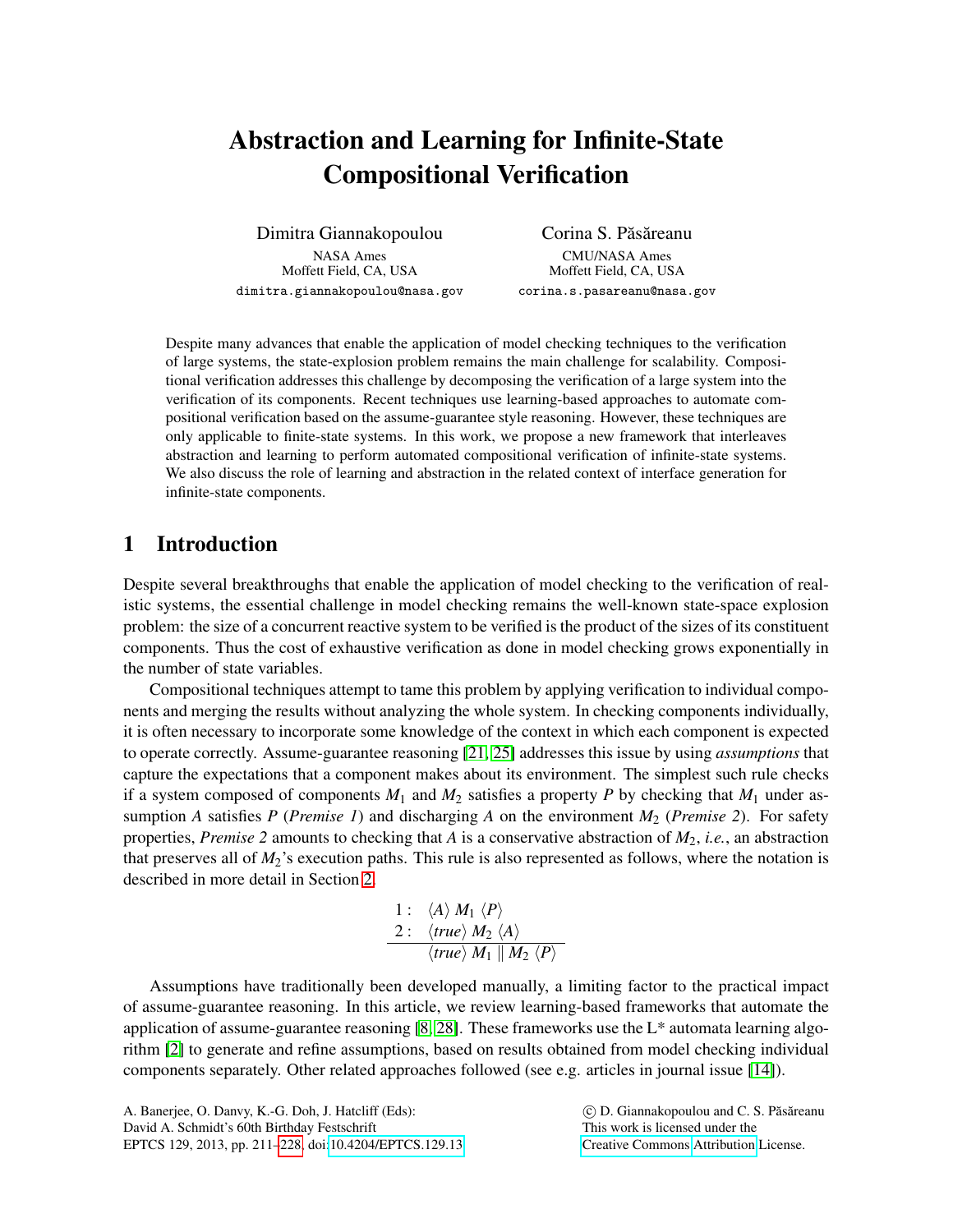# Abstraction and Learning for Infinite-State Compositional Verification

Dimitra Giannakopoulou
NASA Ames
Moffett Field, CA, USA
dimitra.giannakopoulou@nasa.gov

Corina S. Păsăreanu
CMU/NASA Ames
Moffett Field, CA, USA
corina.s.pasareanu@nasa.gov

Despite many advances that enable the application of model checking techniques to the verification of large systems, the state-explosion problem remains the main challenge for scalability. Compositional verification addresses this challenge by decomposing the verification of a large system into the verification of its components. Recent techniques use learning-based approaches to automate compositional verification based on the assume-guarantee style reasoning. However, these techniques are only applicable to finite-state systems. In this work, we propose a new framework that interleaves abstraction and learning to perform automated compositional verification of infinite-state systems. We also discuss the role of learning and abstraction in the related context of interface generation for infinite-state components.

## 1 Introduction

Despite several breakthroughs that enable the application of model checking to the verification of realistic systems, the essential challenge in model checking remains the well-known state-space explosion problem: the size of a concurrent reactive system to be verified is the product of the sizes of its constituent components. Thus the cost of exhaustive verification as done in model checking grows exponentially in the number of state variables.

Compositional techniques attempt to tame this problem by applying verification to individual components and merging the results without analyzing the whole system. In checking components individually, it is often necessary to incorporate some knowledge of the context in which each component is expected to operate correctly. Assume-guarantee reasoning [21, 25] addresses this issue by using *assumptions* that capture the expectations that a component makes about its environment. The simplest such rule checks if a system composed of components $M_1$ and $M_2$ satisfies a property $P$ by checking that $M_1$ under assumption $A$ satisfies $P$ (*Premise 1*) and discharging $A$ on the environment $M_2$ (*Premise 2*). For safety properties, *Premise 2* amounts to checking that $A$ is a conservative abstraction of $M_2$, *i.e.*, an abstraction that preserves all of $M_2$'s execution paths. This rule is also represented as follows, where the notation is described in more detail in Section 2.

$$\frac{\begin{array}{ll} 1: & \langle A \rangle \, M_1 \, \langle P \rangle \\ 2: & \langle true \rangle \, M_2 \, \langle A \rangle \end{array}}{\langle true \rangle \, M_1 \parallel M_2 \, \langle P \rangle}$$

Assumptions have traditionally been developed manually, a limiting factor to the practical impact of assume-guarantee reasoning. In this article, we review learning-based frameworks that automate the application of assume-guarantee reasoning [8, 28]. These frameworks use the L* automata learning algorithm [2] to generate and refine assumptions, based on results obtained from model checking individual components separately. Other related approaches followed (see e.g. articles in journal issue [14]).

A. Banerjee, O. Danvy, K.-G. Doh, J. Hatcliff (Eds):
David A. Schmidt's 60th Birthday Festschrift
EPTCS 129, 2013, pp. 211–228, doi:10.4204/EPTCS.129.13

© D. Giannakopoulou and C. S. Păsăreanu
This work is licensed under the
Creative Commons Attribution License.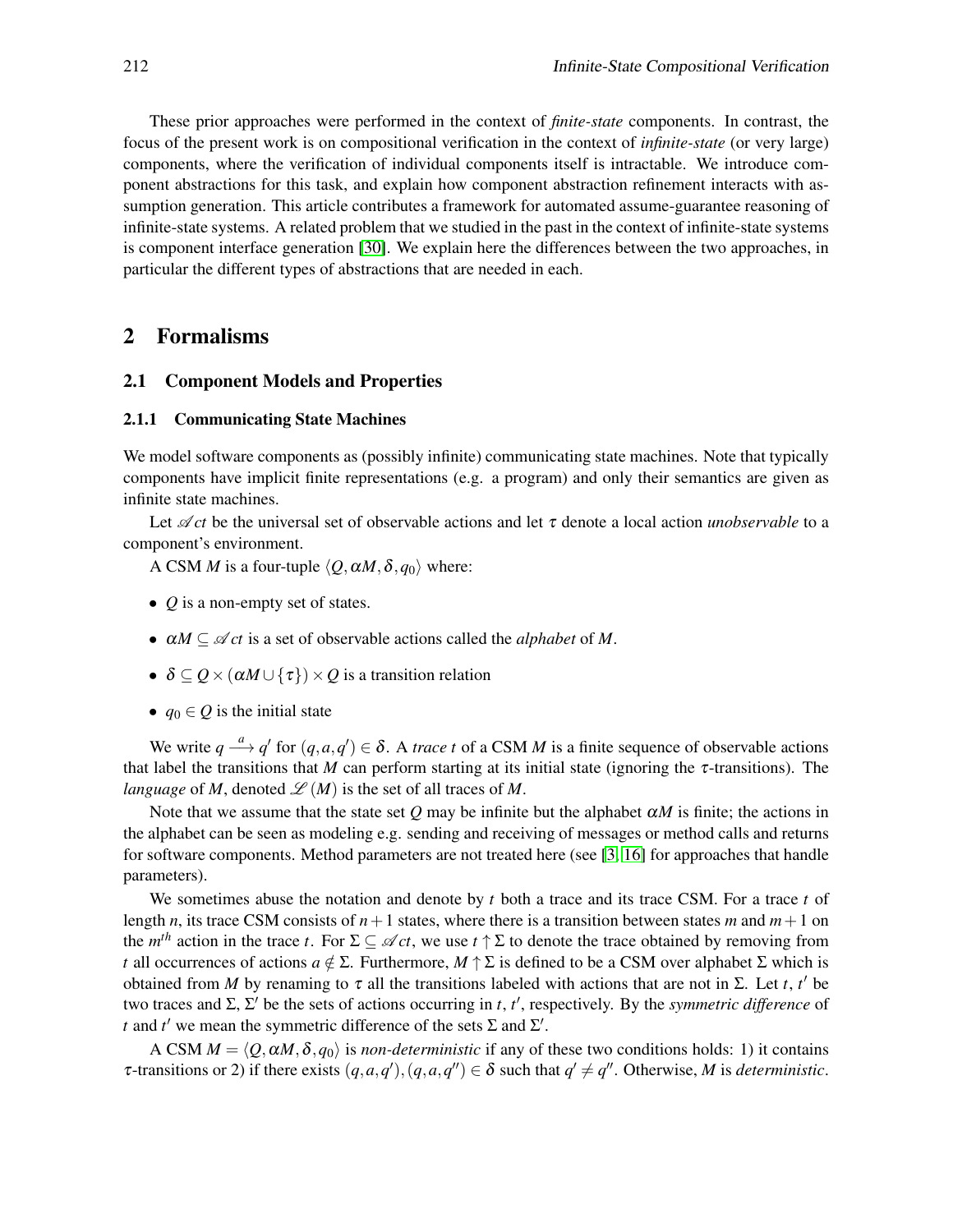These prior approaches were performed in the context of *finite-state* components. In contrast, the focus of the present work is on compositional verification in the context of *infinite-state* (or very large) components, where the verification of individual components itself is intractable. We introduce component abstractions for this task, and explain how component abstraction refinement interacts with assumption generation. This article contributes a framework for automated assume-guarantee reasoning of infinite-state systems. A related problem that we studied in the past in the context of infinite-state systems is component interface generation [30]. We explain here the differences between the two approaches, in particular the different types of abstractions that are needed in each.

## 2 Formalisms

### 2.1 Component Models and Properties

#### 2.1.1 Communicating State Machines

We model software components as (possibly infinite) communicating state machines. Note that typically components have implicit finite representations (e.g. a program) and only their semantics are given as infinite state machines.

Let $\mathscr{A}ct$ be the universal set of observable actions and let $\tau$ denote a local action *unobservable* to a component's environment.

A CSM $M$ is a four-tuple $\langle Q, \alpha M, \delta, q_0 \rangle$ where:

- $Q$ is a non-empty set of states.
- $\alpha M \subseteq \mathscr{A}ct$ is a set of observable actions called the *alphabet* of $M$.
- $\delta \subseteq Q \times (\alpha M \cup \{\tau\}) \times Q$ is a transition relation
- $q_0 \in Q$ is the initial state

We write $q \xrightarrow{a} q'$ for $(q, a, q') \in \delta$. A *trace* $t$ of a CSM $M$ is a finite sequence of observable actions that label the transitions that $M$ can perform starting at its initial state (ignoring the $\tau$-transitions). The *language* of $M$, denoted $\mathscr{L}(M)$ is the set of all traces of $M$.

Note that we assume that the state set $Q$ may be infinite but the alphabet $\alpha M$ is finite; the actions in the alphabet can be seen as modeling e.g. sending and receiving of messages or method calls and returns for software components. Method parameters are not treated here (see [3, 16] for approaches that handle parameters).

We sometimes abuse the notation and denote by $t$ both a trace and its trace CSM. For a trace $t$ of length $n$, its trace CSM consists of $n+1$ states, where there is a transition between states $m$ and $m+1$ on the $m^{th}$ action in the trace $t$. For $\Sigma \subseteq \mathscr{A}ct$, we use $t \uparrow \Sigma$ to denote the trace obtained by removing from $t$ all occurrences of actions $a \notin \Sigma$. Furthermore, $M \uparrow \Sigma$ is defined to be a CSM over alphabet $\Sigma$ which is obtained from $M$ by renaming to $\tau$ all the transitions labeled with actions that are not in $\Sigma$. Let $t$, $t'$ be two traces and $\Sigma$, $\Sigma'$ be the sets of actions occurring in $t$, $t'$, respectively. By the *symmetric difference* of $t$ and $t'$ we mean the symmetric difference of the sets $\Sigma$ and $\Sigma'$.

A CSM $M = \langle Q, \alpha M, \delta, q_0 \rangle$ is *non-deterministic* if any of these two conditions holds: 1) it contains $\tau$-transitions or 2) if there exists $(q, a, q'), (q, a, q'') \in \delta$ such that $q' \neq q''$. Otherwise, $M$ is *deterministic*.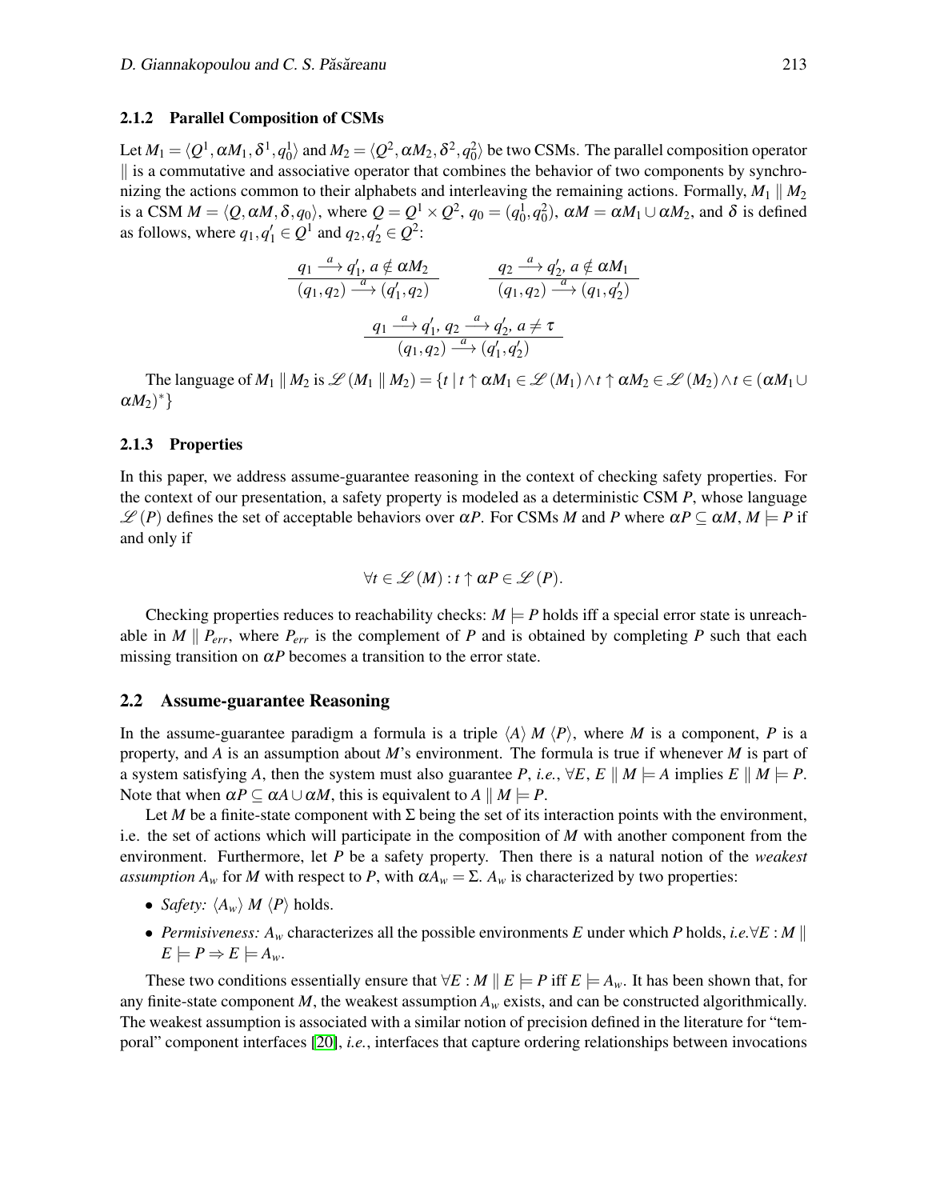### 2.1.2 Parallel Composition of CSMs

Let $M_1 = \langle Q^1, \alpha M_1, \delta^1, q_0^1 \rangle$ and $M_2 = \langle Q^2, \alpha M_2, \delta^2, q_0^2 \rangle$ be two CSMs. The parallel composition operator $\parallel$ is a commutative and associative operator that combines the behavior of two components by synchronizing the actions common to their alphabets and interleaving the remaining actions. Formally, $M_1 \parallel M_2$ is a CSM $M = \langle Q, \alpha M, \delta, q_0 \rangle$, where $Q = Q^1 \times Q^2$, $q_0 = (q_0^1, q_0^2)$, $\alpha M = \alpha M_1 \cup \alpha M_2$, and $\delta$ is defined as follows, where $q_1, q_1' \in Q^1$ and $q_2, q_2' \in Q^2$:

$$\frac{q_1 \xrightarrow{a} q_1',\ a \notin \alpha M_2}{(q_1, q_2) \xrightarrow{a} (q_1', q_2)} \qquad \frac{q_2 \xrightarrow{a} q_2',\ a \notin \alpha M_1}{(q_1, q_2) \xrightarrow{a} (q_1, q_2')}$$

$$\frac{q_1 \xrightarrow{a} q_1',\ q_2 \xrightarrow{a} q_2',\ a \neq \tau}{(q_1, q_2) \xrightarrow{a} (q_1', q_2')}$$

The language of $M_1 \parallel M_2$ is $\mathscr{L}(M_1 \parallel M_2) = \{t \mid t \uparrow \alpha M_1 \in \mathscr{L}(M_1) \wedge t \uparrow \alpha M_2 \in \mathscr{L}(M_2) \wedge t \in (\alpha M_1 \cup \alpha M_2)^*\}$

### 2.1.3 Properties

In this paper, we address assume-guarantee reasoning in the context of checking safety properties. For the context of our presentation, a safety property is modeled as a deterministic CSM $P$, whose language $\mathscr{L}(P)$ defines the set of acceptable behaviors over $\alpha P$. For CSMs $M$ and $P$ where $\alpha P \subseteq \alpha M$, $M \models P$ if and only if

$$\forall t \in \mathscr{L}(M) : t \uparrow \alpha P \in \mathscr{L}(P).$$

Checking properties reduces to reachability checks: $M \models P$ holds iff a special error state is unreachable in $M \parallel P_{err}$, where $P_{err}$ is the complement of $P$ and is obtained by completing $P$ such that each missing transition on $\alpha P$ becomes a transition to the error state.

## 2.2 Assume-guarantee Reasoning

In the assume-guarantee paradigm a formula is a triple $\langle A \rangle\, M\, \langle P \rangle$, where $M$ is a component, $P$ is a property, and $A$ is an assumption about $M$'s environment. The formula is true if whenever $M$ is part of a system satisfying $A$, then the system must also guarantee $P$, *i.e.*, $\forall E$, $E \parallel M \models A$ implies $E \parallel M \models P$. Note that when $\alpha P \subseteq \alpha A \cup \alpha M$, this is equivalent to $A \parallel M \models P$.

Let $M$ be a finite-state component with $\Sigma$ being the set of its interaction points with the environment, i.e. the set of actions which will participate in the composition of $M$ with another component from the environment. Furthermore, let $P$ be a safety property. Then there is a natural notion of the *weakest assumption* $A_w$ for $M$ with respect to $P$, with $\alpha A_w = \Sigma$. $A_w$ is characterized by two properties:

- *Safety:* $\langle A_w \rangle\, M\, \langle P \rangle$ holds.
- *Permisiveness:* $A_w$ characterizes all the possible environments $E$ under which $P$ holds, *i.e.*$\forall E : M \parallel E \models P \Rightarrow E \models A_w$.

These two conditions essentially ensure that $\forall E : M \parallel E \models P$ iff $E \models A_w$. It has been shown that, for any finite-state component $M$, the weakest assumption $A_w$ exists, and can be constructed algorithmically. The weakest assumption is associated with a similar notion of precision defined in the literature for "temporal" component interfaces [20], *i.e.*, interfaces that capture ordering relationships between invocations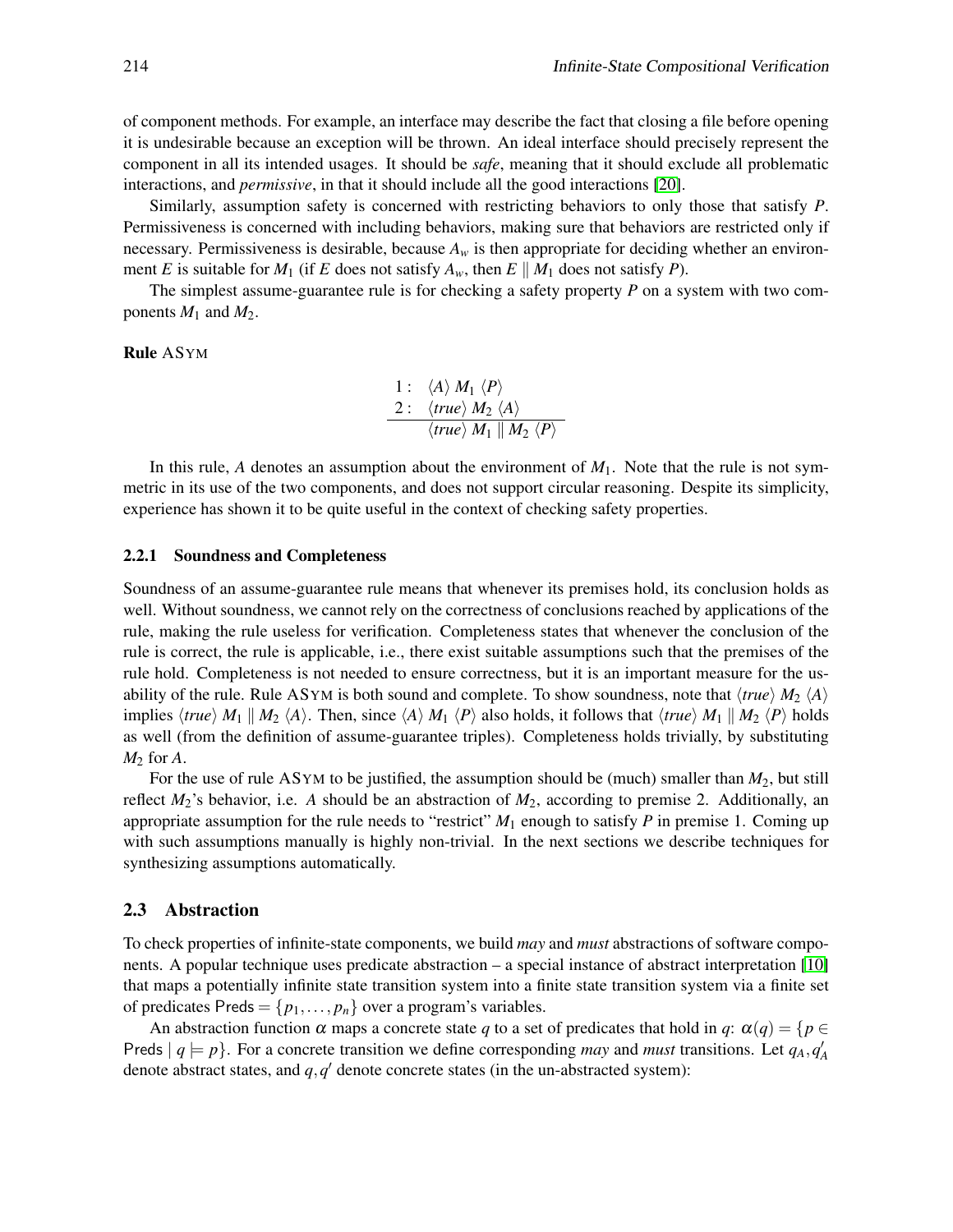of component methods. For example, an interface may describe the fact that closing a file before opening it is undesirable because an exception will be thrown. An ideal interface should precisely represent the component in all its intended usages. It should be *safe*, meaning that it should exclude all problematic interactions, and *permissive*, in that it should include all the good interactions [20].

Similarly, assumption safety is concerned with restricting behaviors to only those that satisfy $P$. Permissiveness is concerned with including behaviors, making sure that behaviors are restricted only if necessary. Permissiveness is desirable, because $A_w$ is then appropriate for deciding whether an environment $E$ is suitable for $M_1$ (if $E$ does not satisfy $A_w$, then $E \parallel M_1$ does not satisfy $P$).

The simplest assume-guarantee rule is for checking a safety property $P$ on a system with two components $M_1$ and $M_2$.

**Rule** ASYM

$$\begin{array}{rl} 1: & \langle A \rangle\, M_1\, \langle P \rangle \\ 2: & \langle true \rangle\, M_2\, \langle A \rangle \\ \hline & \langle true \rangle\, M_1 \parallel M_2\, \langle P \rangle \end{array}$$

In this rule, $A$ denotes an assumption about the environment of $M_1$. Note that the rule is not symmetric in its use of the two components, and does not support circular reasoning. Despite its simplicity, experience has shown it to be quite useful in the context of checking safety properties.

### 2.2.1 Soundness and Completeness

Soundness of an assume-guarantee rule means that whenever its premises hold, its conclusion holds as well. Without soundness, we cannot rely on the correctness of conclusions reached by applications of the rule, making the rule useless for verification. Completeness states that whenever the conclusion of the rule is correct, the rule is applicable, i.e., there exist suitable assumptions such that the premises of the rule hold. Completeness is not needed to ensure correctness, but it is an important measure for the usability of the rule. Rule ASYM is both sound and complete. To show soundness, note that $\langle true \rangle\, M_2\, \langle A \rangle$ implies $\langle true \rangle\, M_1 \parallel M_2\, \langle A \rangle$. Then, since $\langle A \rangle\, M_1\, \langle P \rangle$ also holds, it follows that $\langle true \rangle\, M_1 \parallel M_2\, \langle P \rangle$ holds as well (from the definition of assume-guarantee triples). Completeness holds trivially, by substituting $M_2$ for $A$.

For the use of rule ASYM to be justified, the assumption should be (much) smaller than $M_2$, but still reflect $M_2$'s behavior, i.e. $A$ should be an abstraction of $M_2$, according to premise 2. Additionally, an appropriate assumption for the rule needs to "restrict" $M_1$ enough to satisfy $P$ in premise 1. Coming up with such assumptions manually is highly non-trivial. In the next sections we describe techniques for synthesizing assumptions automatically.

## 2.3 Abstraction

To check properties of infinite-state components, we build *may* and *must* abstractions of software components. A popular technique uses predicate abstraction – a special instance of abstract interpretation [10] that maps a potentially infinite state transition system into a finite state transition system via a finite set of predicates $\mathsf{Preds} = \{p_1, \ldots, p_n\}$ over a program's variables.

An abstraction function $\alpha$ maps a concrete state $q$ to a set of predicates that hold in $q$: $\alpha(q) = \{p \in \mathsf{Preds} \mid q \models p\}$. For a concrete transition we define corresponding *may* and *must* transitions. Let $q_A, q'_A$ denote abstract states, and $q, q'$ denote concrete states (in the un-abstracted system):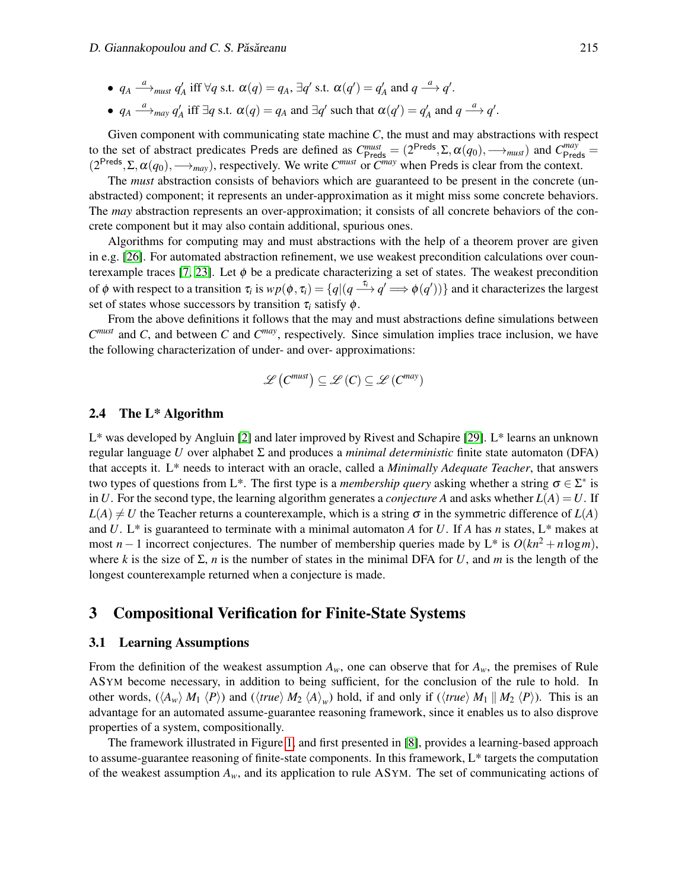- $q_A \xrightarrow{a}_{must} q'_A$ iff $\forall q$ s.t. $\alpha(q) = q_A$, $\exists q'$ s.t. $\alpha(q') = q'_A$ and $q \xrightarrow{a} q'$.
- $q_A \xrightarrow{a}_{may} q'_A$ iff $\exists q$ s.t. $\alpha(q) = q_A$ and $\exists q'$ such that $\alpha(q') = q'_A$ and $q \xrightarrow{a} q'$.

Given component with communicating state machine $C$, the must and may abstractions with respect to the set of abstract predicates Preds are defined as $C^{must}_{\mathsf{Preds}} = (2^{\mathsf{Preds}}, \Sigma, \alpha(q_0), \longrightarrow_{must})$ and $C^{may}_{\mathsf{Preds}} = (2^{\mathsf{Preds}}, \Sigma, \alpha(q_0), \longrightarrow_{may})$, respectively. We write $C^{must}$ or $C^{may}$ when Preds is clear from the context.

The *must* abstraction consists of behaviors which are guaranteed to be present in the concrete (unabstracted) component; it represents an under-approximation as it might miss some concrete behaviors. The *may* abstraction represents an over-approximation; it consists of all concrete behaviors of the concrete component but it may also contain additional, spurious ones.

Algorithms for computing may and must abstractions with the help of a theorem prover are given in e.g. [26]. For automated abstraction refinement, we use weakest precondition calculations over counterexample traces [7, 23]. Let $\phi$ be a predicate characterizing a set of states. The weakest precondition of $\phi$ with respect to a transition $\tau_i$ is $wp(\phi, \tau_i) = \{q | (q \xrightarrow{\tau_i} q' \Longrightarrow \phi(q'))\}$ and it characterizes the largest set of states whose successors by transition $\tau_i$ satisfy $\phi$.

From the above definitions it follows that the may and must abstractions define simulations between $C^{must}$ and $C$, and between $C$ and $C^{may}$, respectively. Since simulation implies trace inclusion, we have the following characterization of under- and over- approximations:

$$\mathscr{L}\left(C^{must}\right) \subseteq \mathscr{L}\left(C\right) \subseteq \mathscr{L}\left(C^{may}\right)$$

### 2.4 The L* Algorithm

L* was developed by Angluin [2] and later improved by Rivest and Schapire [29]. L* learns an unknown regular language $U$ over alphabet $\Sigma$ and produces a *minimal deterministic* finite state automaton (DFA) that accepts it. L* needs to interact with an oracle, called a *Minimally Adequate Teacher*, that answers two types of questions from L*. The first type is a *membership query* asking whether a string $\sigma \in \Sigma^*$ is in $U$. For the second type, the learning algorithm generates a *conjecture* $A$ and asks whether $L(A) = U$. If $L(A) \neq U$ the Teacher returns a counterexample, which is a string $\sigma$ in the symmetric difference of $L(A)$ and $U$. L* is guaranteed to terminate with a minimal automaton $A$ for $U$. If $A$ has $n$ states, L* makes at most $n-1$ incorrect conjectures. The number of membership queries made by L* is $O(kn^2 + n\log m)$, where $k$ is the size of $\Sigma$, $n$ is the number of states in the minimal DFA for $U$, and $m$ is the length of the longest counterexample returned when a conjecture is made.

## 3 Compositional Verification for Finite-State Systems

### 3.1 Learning Assumptions

From the definition of the weakest assumption $A_w$, one can observe that for $A_w$, the premises of Rule ASYM become necessary, in addition to being sufficient, for the conclusion of the rule to hold. In other words, $(\langle A_w \rangle\ M_1\ \langle P \rangle)$ and $(\langle true \rangle\ M_2\ \langle A \rangle_w)$ hold, if and only if $(\langle true \rangle\ M_1 \parallel M_2\ \langle P \rangle)$. This is an advantage for an automated assume-guarantee reasoning framework, since it enables us to also disprove properties of a system, compositionally.

The framework illustrated in Figure 1, and first presented in [8], provides a learning-based approach to assume-guarantee reasoning of finite-state components. In this framework, L* targets the computation of the weakest assumption $A_w$, and its application to rule ASYM. The set of communicating actions of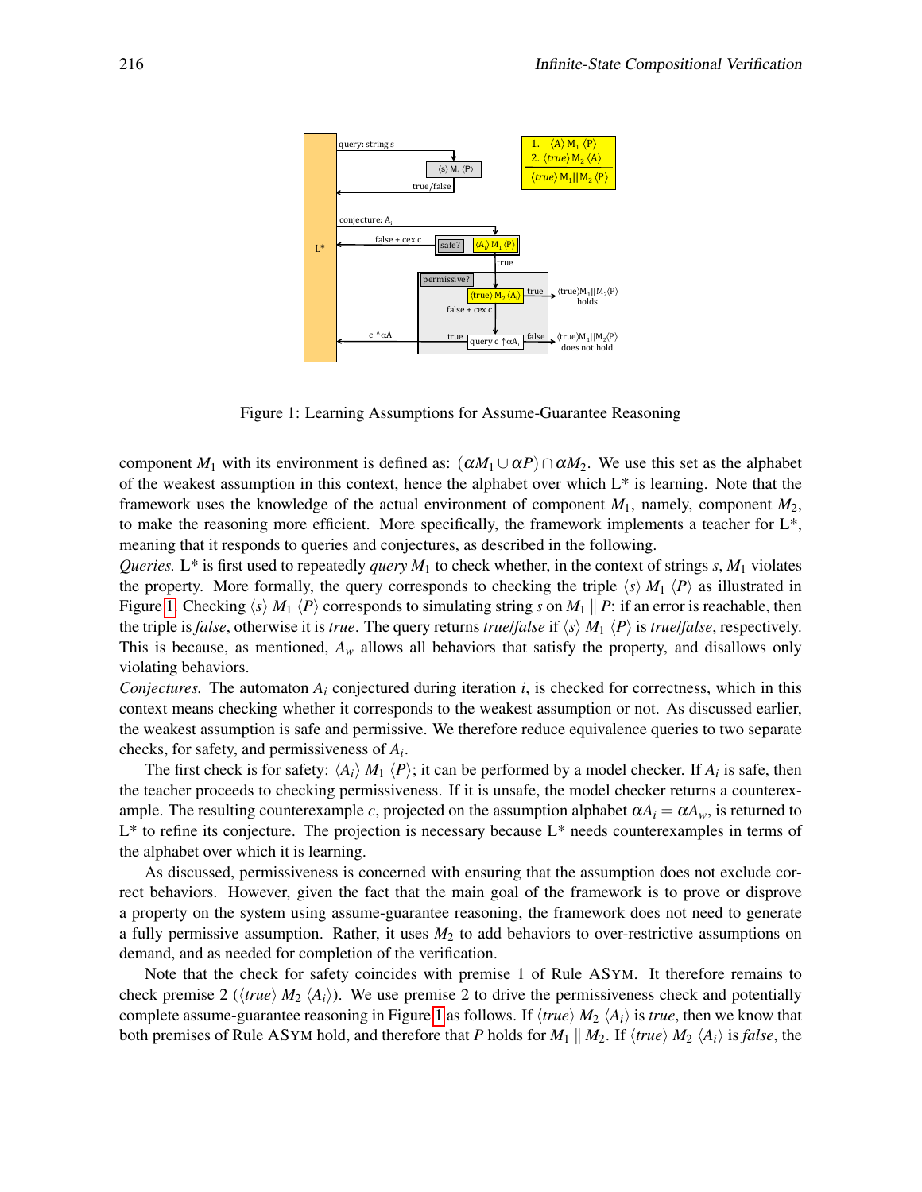Figure 1: Learning Assumptions for Assume-Guarantee Reasoning

component $M_1$ with its environment is defined as: $(\alpha M_1 \cup \alpha P) \cap \alpha M_2$. We use this set as the alphabet of the weakest assumption in this context, hence the alphabet over which L* is learning. Note that the framework uses the knowledge of the actual environment of component $M_1$, namely, component $M_2$, to make the reasoning more efficient. More specifically, the framework implements a teacher for L*, meaning that it responds to queries and conjectures, as described in the following.

*Queries.* L* is first used to repeatedly *query* $M_1$ to check whether, in the context of strings $s$, $M_1$ violates the property. More formally, the query corresponds to checking the triple $\langle s \rangle\ M_1\ \langle P \rangle$ as illustrated in Figure 1. Checking $\langle s \rangle\ M_1\ \langle P \rangle$ corresponds to simulating string $s$ on $M_1 \parallel P$: if an error is reachable, then the triple is *false*, otherwise it is *true*. The query returns *true*/*false* if $\langle s \rangle\ M_1\ \langle P \rangle$ is *true*/*false*, respectively. This is because, as mentioned, $A_w$ allows all behaviors that satisfy the property, and disallows only violating behaviors.

*Conjectures.* The automaton $A_i$ conjectured during iteration $i$, is checked for correctness, which in this context means checking whether it corresponds to the weakest assumption or not. As discussed earlier, the weakest assumption is safe and permissive. We therefore reduce equivalence queries to two separate checks, for safety, and permissiveness of $A_i$.

The first check is for safety: $\langle A_i \rangle\ M_1\ \langle P \rangle$; it can be performed by a model checker. If $A_i$ is safe, then the teacher proceeds to checking permissiveness. If it is unsafe, the model checker returns a counterexample. The resulting counterexample $c$, projected on the assumption alphabet $\alpha A_i = \alpha A_w$, is returned to L* to refine its conjecture. The projection is necessary because L* needs counterexamples in terms of the alphabet over which it is learning.

As discussed, permissiveness is concerned with ensuring that the assumption does not exclude correct behaviors. However, given the fact that the main goal of the framework is to prove or disprove a property on the system using assume-guarantee reasoning, the framework does not need to generate a fully permissive assumption. Rather, it uses $M_2$ to add behaviors to over-restrictive assumptions on demand, and as needed for completion of the verification.

Note that the check for safety coincides with premise 1 of Rule ASYM. It therefore remains to check premise 2 ($\langle true \rangle\ M_2\ \langle A_i \rangle$). We use premise 2 to drive the permissiveness check and potentially complete assume-guarantee reasoning in Figure 1 as follows. If $\langle true \rangle\ M_2\ \langle A_i \rangle$ is *true*, then we know that both premises of Rule ASYM hold, and therefore that $P$ holds for $M_1 \parallel M_2$. If $\langle true \rangle\ M_2\ \langle A_i \rangle$ is *false*, the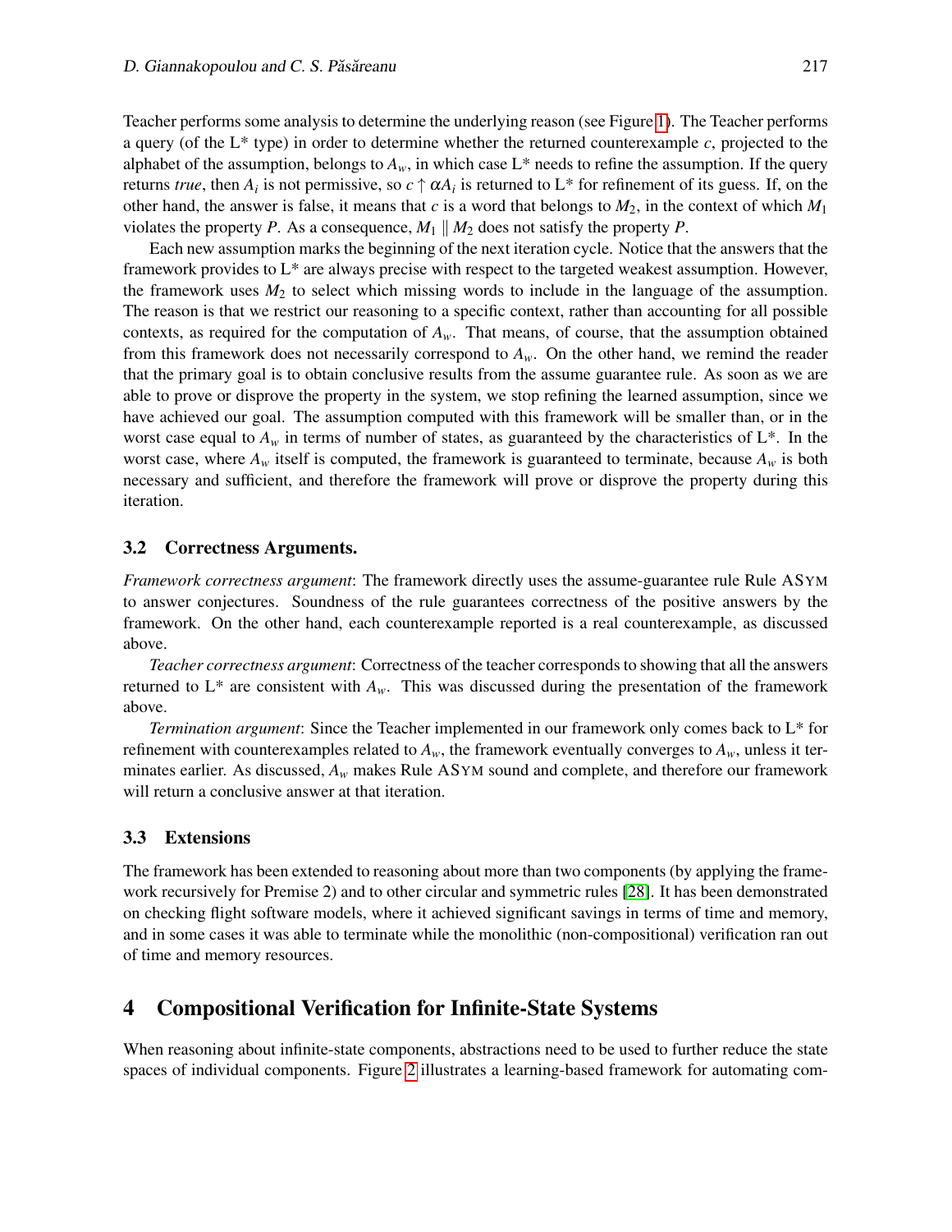Teacher performs some analysis to determine the underlying reason (see Figure 1). The Teacher performs a query (of the L* type) in order to determine whether the returned counterexample $c$, projected to the alphabet of the assumption, belongs to $A_w$, in which case L* needs to refine the assumption. If the query returns *true*, then $A_i$ is not permissive, so $c \uparrow \alpha A_i$ is returned to L* for refinement of its guess. If, on the other hand, the answer is false, it means that $c$ is a word that belongs to $M_2$, in the context of which $M_1$ violates the property $P$. As a consequence, $M_1 \parallel M_2$ does not satisfy the property $P$.

Each new assumption marks the beginning of the next iteration cycle. Notice that the answers that the framework provides to L* are always precise with respect to the targeted weakest assumption. However, the framework uses $M_2$ to select which missing words to include in the language of the assumption. The reason is that we restrict our reasoning to a specific context, rather than accounting for all possible contexts, as required for the computation of $A_w$. That means, of course, that the assumption obtained from this framework does not necessarily correspond to $A_w$. On the other hand, we remind the reader that the primary goal is to obtain conclusive results from the assume guarantee rule. As soon as we are able to prove or disprove the property in the system, we stop refining the learned assumption, since we have achieved our goal. The assumption computed with this framework will be smaller than, or in the worst case equal to $A_w$ in terms of number of states, as guaranteed by the characteristics of L*. In the worst case, where $A_w$ itself is computed, the framework is guaranteed to terminate, because $A_w$ is both necessary and sufficient, and therefore the framework will prove or disprove the property during this iteration.

### 3.2 Correctness Arguments.

*Framework correctness argument*: The framework directly uses the assume-guarantee rule Rule ASYM to answer conjectures. Soundness of the rule guarantees correctness of the positive answers by the framework. On the other hand, each counterexample reported is a real counterexample, as discussed above.

*Teacher correctness argument*: Correctness of the teacher corresponds to showing that all the answers returned to L* are consistent with $A_w$. This was discussed during the presentation of the framework above.

*Termination argument*: Since the Teacher implemented in our framework only comes back to L* for refinement with counterexamples related to $A_w$, the framework eventually converges to $A_w$, unless it terminates earlier. As discussed, $A_w$ makes Rule ASYM sound and complete, and therefore our framework will return a conclusive answer at that iteration.

### 3.3 Extensions

The framework has been extended to reasoning about more than two components (by applying the framework recursively for Premise 2) and to other circular and symmetric rules [28]. It has been demonstrated on checking flight software models, where it achieved significant savings in terms of time and memory, and in some cases it was able to terminate while the monolithic (non-compositional) verification ran out of time and memory resources.

## 4 Compositional Verification for Infinite-State Systems

When reasoning about infinite-state components, abstractions need to be used to further reduce the state spaces of individual components. Figure 2 illustrates a learning-based framework for automating com-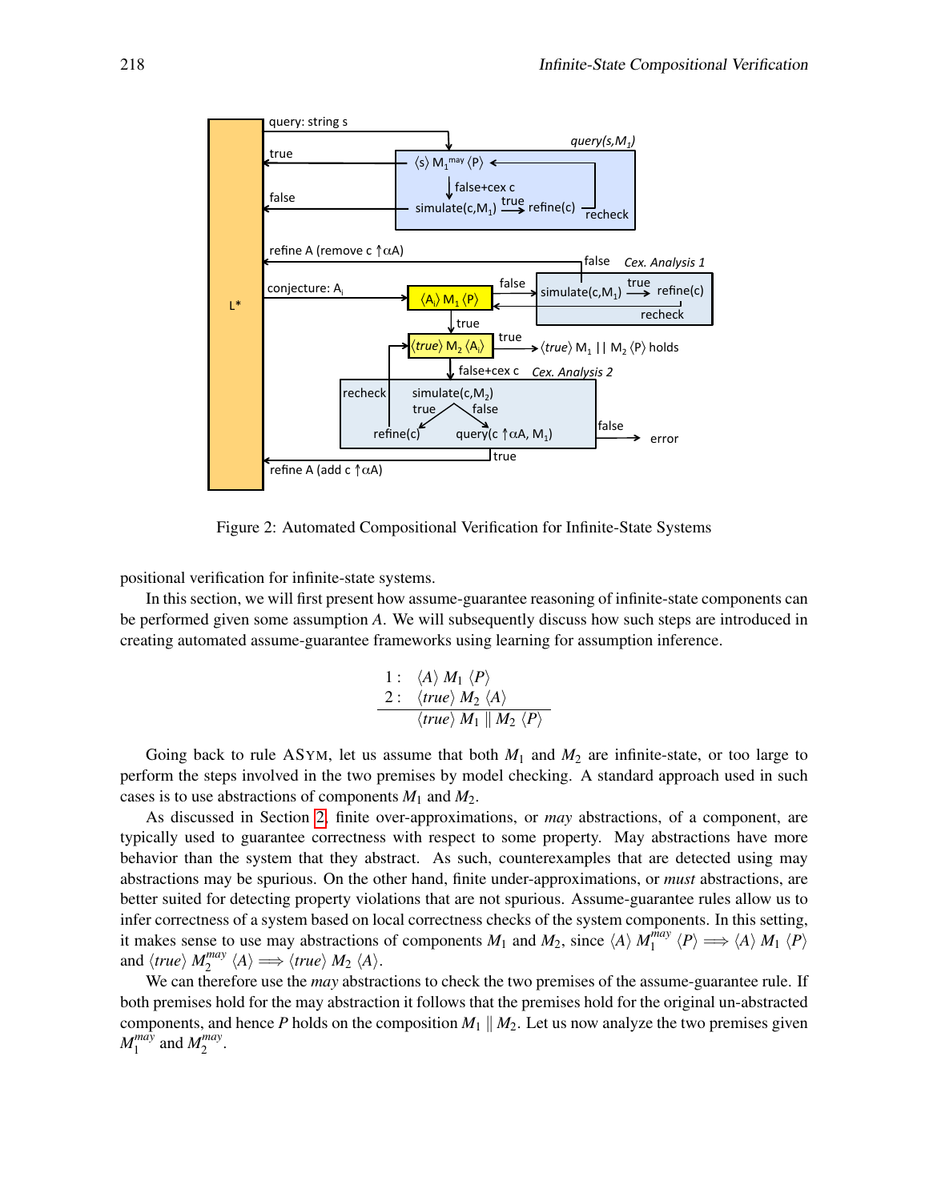Figure 2: Automated Compositional Verification for Infinite-State Systems

positional verification for infinite-state systems.

In this section, we will first present how assume-guarantee reasoning of infinite-state components can be performed given some assumption $A$. We will subsequently discuss how such steps are introduced in creating automated assume-guarantee frameworks using learning for assumption inference.

$$\frac{\begin{array}{ll} 1: & \langle A \rangle\ M_1\ \langle P \rangle \\ 2: & \langle true \rangle\ M_2\ \langle A \rangle \end{array}}{\langle true \rangle\ M_1 \parallel M_2\ \langle P \rangle}$$

Going back to rule ASYM, let us assume that both $M_1$ and $M_2$ are infinite-state, or too large to perform the steps involved in the two premises by model checking. A standard approach used in such cases is to use abstractions of components $M_1$ and $M_2$.

As discussed in Section 2, finite over-approximations, or *may* abstractions, of a component, are typically used to guarantee correctness with respect to some property. May abstractions have more behavior than the system that they abstract. As such, counterexamples that are detected using may abstractions may be spurious. On the other hand, finite under-approximations, or *must* abstractions, are better suited for detecting property violations that are not spurious. Assume-guarantee rules allow us to infer correctness of a system based on local correctness checks of the system components. In this setting, it makes sense to use may abstractions of components $M_1$ and $M_2$, since $\langle A \rangle\ M_1^{may}\ \langle P \rangle \Longrightarrow \langle A \rangle\ M_1\ \langle P \rangle$ and $\langle true \rangle\ M_2^{may}\ \langle A \rangle \Longrightarrow \langle true \rangle\ M_2\ \langle A \rangle$.

We can therefore use the *may* abstractions to check the two premises of the assume-guarantee rule. If both premises hold for the may abstraction it follows that the premises hold for the original un-abstracted components, and hence $P$ holds on the composition $M_1 \parallel M_2$. Let us now analyze the two premises given $M_1^{may}$ and $M_2^{may}$.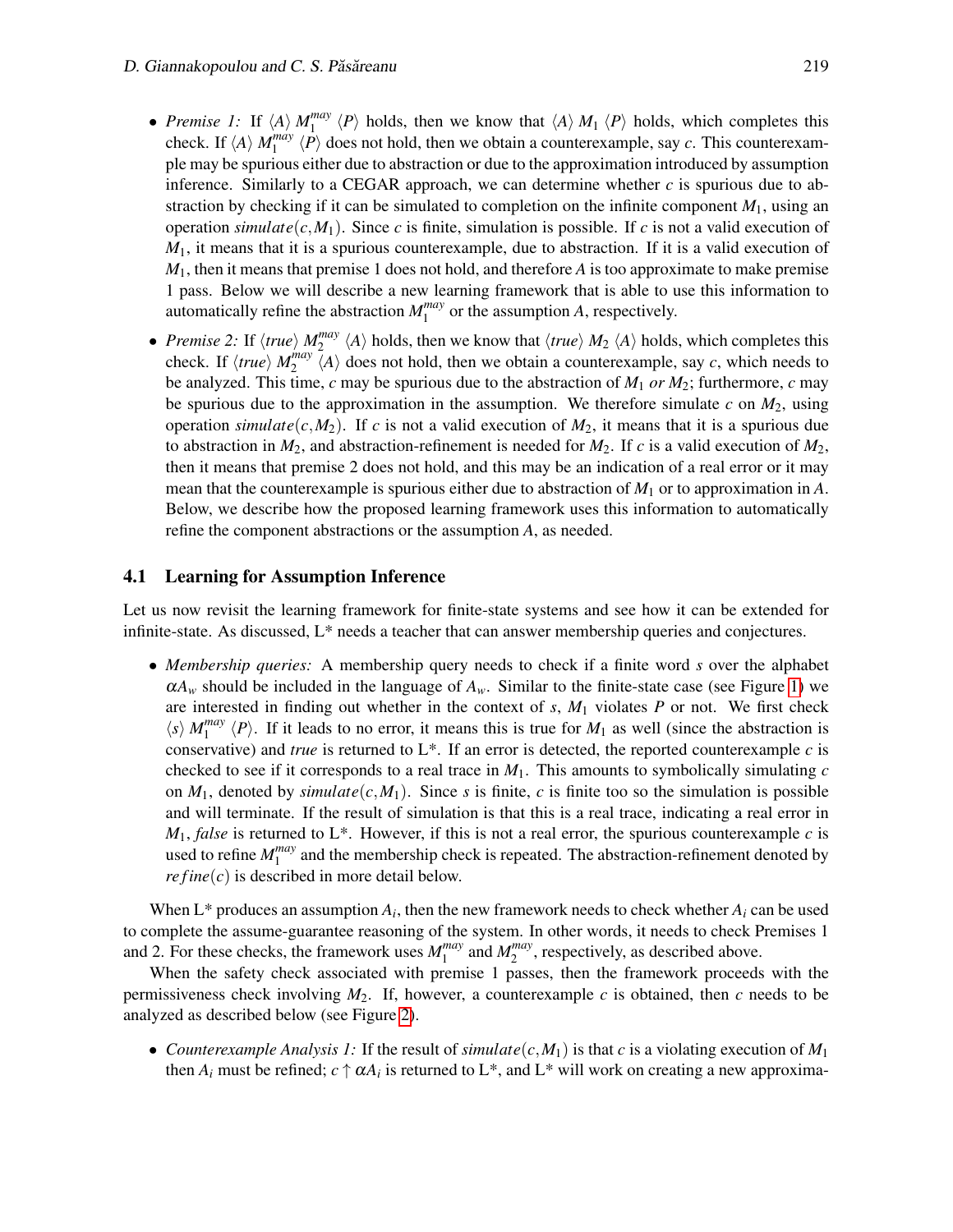- *Premise 1:* If $\langle A \rangle\ M_1^{may}\ \langle P \rangle$ holds, then we know that $\langle A \rangle\ M_1\ \langle P \rangle$ holds, which completes this check. If $\langle A \rangle\ M_1^{may}\ \langle P \rangle$ does not hold, then we obtain a counterexample, say $c$. This counterexample may be spurious either due to abstraction or due to the approximation introduced by assumption inference. Similarly to a CEGAR approach, we can determine whether $c$ is spurious due to abstraction by checking if it can be simulated to completion on the infinite component $M_1$, using an operation $simulate(c, M_1)$. Since $c$ is finite, simulation is possible. If $c$ is not a valid execution of $M_1$, it means that it is a spurious counterexample, due to abstraction. If it is a valid execution of $M_1$, then it means that premise 1 does not hold, and therefore $A$ is too approximate to make premise 1 pass. Below we will describe a new learning framework that is able to use this information to automatically refine the abstraction $M_1^{may}$ or the assumption $A$, respectively.

- *Premise 2:* If $\langle true \rangle\ M_2^{may}\ \langle A \rangle$ holds, then we know that $\langle true \rangle\ M_2\ \langle A \rangle$ holds, which completes this check. If $\langle true \rangle\ M_2^{may}\ \langle A \rangle$ does not hold, then we obtain a counterexample, say $c$, which needs to be analyzed. This time, $c$ may be spurious due to the abstraction of $M_1$ *or* $M_2$; furthermore, $c$ may be spurious due to the approximation in the assumption. We therefore simulate $c$ on $M_2$, using operation $simulate(c, M_2)$. If $c$ is not a valid execution of $M_2$, it means that it is a spurious due to abstraction in $M_2$, and abstraction-refinement is needed for $M_2$. If $c$ is a valid execution of $M_2$, then it means that premise 2 does not hold, and this may be an indication of a real error or it may mean that the counterexample is spurious either due to abstraction of $M_1$ or to approximation in $A$. Below, we describe how the proposed learning framework uses this information to automatically refine the component abstractions or the assumption $A$, as needed.

### 4.1 Learning for Assumption Inference

Let us now revisit the learning framework for finite-state systems and see how it can be extended for infinite-state. As discussed, L* needs a teacher that can answer membership queries and conjectures.

- *Membership queries:* A membership query needs to check if a finite word $s$ over the alphabet $\alpha A_w$ should be included in the language of $A_w$. Similar to the finite-state case (see Figure 1) we are interested in finding out whether in the context of $s$, $M_1$ violates $P$ or not. We first check $\langle s \rangle\ M_1^{may}\ \langle P \rangle$. If it leads to no error, it means this is true for $M_1$ as well (since the abstraction is conservative) and *true* is returned to L*. If an error is detected, the reported counterexample $c$ is checked to see if it corresponds to a real trace in $M_1$. This amounts to symbolically simulating $c$ on $M_1$, denoted by $simulate(c, M_1)$. Since $s$ is finite, $c$ is finite too so the simulation is possible and will terminate. If the result of simulation is that this is a real trace, indicating a real error in $M_1$, *false* is returned to L*. However, if this is not a real error, the spurious counterexample $c$ is used to refine $M_1^{may}$ and the membership check is repeated. The abstraction-refinement denoted by $refine(c)$ is described in more detail below.

When L* produces an assumption $A_i$, then the new framework needs to check whether $A_i$ can be used to complete the assume-guarantee reasoning of the system. In other words, it needs to check Premises 1 and 2. For these checks, the framework uses $M_1^{may}$ and $M_2^{may}$, respectively, as described above.

When the safety check associated with premise 1 passes, then the framework proceeds with the permissiveness check involving $M_2$. If, however, a counterexample $c$ is obtained, then $c$ needs to be analyzed as described below (see Figure 2).

- *Counterexample Analysis 1:* If the result of $simulate(c, M_1)$ is that $c$ is a violating execution of $M_1$ then $A_i$ must be refined; $c \uparrow \alpha A_i$ is returned to L*, and L* will work on creating a new approxima-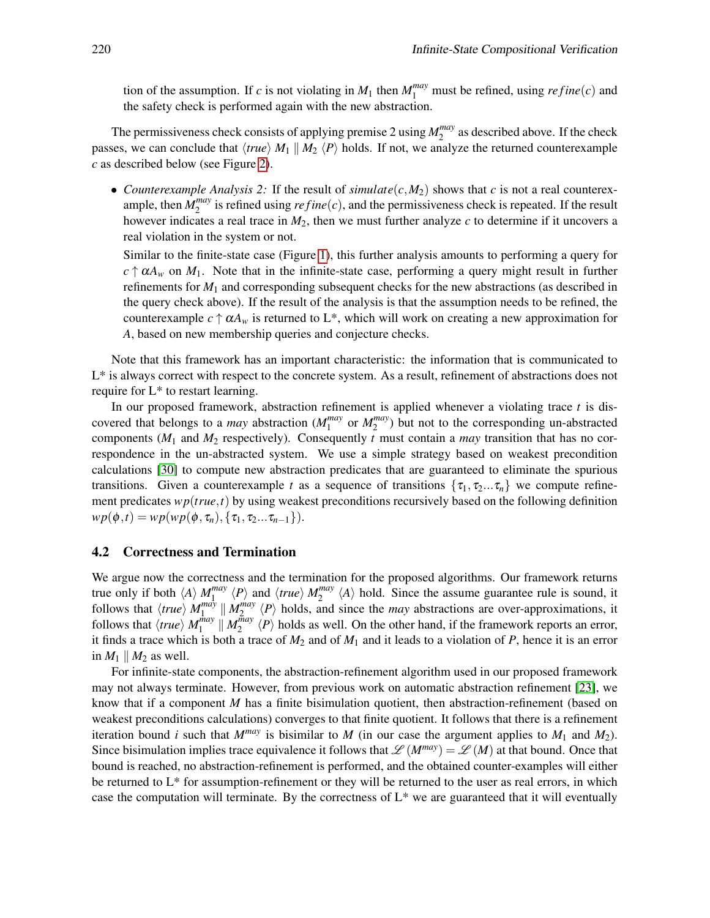tion of the assumption. If $c$ is not violating in $M_1$ then $M_1^{may}$ must be refined, using $refine(c)$ and the safety check is performed again with the new abstraction.

The permissiveness check consists of applying premise 2 using $M_2^{may}$ as described above. If the check passes, we can conclude that $\langle true \rangle\ M_1 \parallel M_2\ \langle P \rangle$ holds. If not, we analyze the returned counterexample $c$ as described below (see Figure 2).

- *Counterexample Analysis 2:* If the result of $simulate(c, M_2)$ shows that $c$ is not a real counterexample, then $M_2^{may}$ is refined using $refine(c)$, and the permissiveness check is repeated. If the result however indicates a real trace in $M_2$, then we must further analyze $c$ to determine if it uncovers a real violation in the system or not.

  Similar to the finite-state case (Figure 1), this further analysis amounts to performing a query for $c \uparrow \alpha A_w$ on $M_1$. Note that in the infinite-state case, performing a query might result in further refinements for $M_1$ and corresponding subsequent checks for the new abstractions (as described in the query check above). If the result of the analysis is that the assumption needs to be refined, the counterexample $c \uparrow \alpha A_w$ is returned to L*, which will work on creating a new approximation for $A$, based on new membership queries and conjecture checks.

Note that this framework has an important characteristic: the information that is communicated to L* is always correct with respect to the concrete system. As a result, refinement of abstractions does not require for L* to restart learning.

In our proposed framework, abstraction refinement is applied whenever a violating trace $t$ is discovered that belongs to a *may* abstraction ($M_1^{may}$ or $M_2^{may}$) but not to the corresponding un-abstracted components ($M_1$ and $M_2$ respectively). Consequently $t$ must contain a *may* transition that has no correspondence in the un-abstracted system. We use a simple strategy based on weakest precondition calculations [30] to compute new abstraction predicates that are guaranteed to eliminate the spurious transitions. Given a counterexample $t$ as a sequence of transitions $\{\tau_1, \tau_2 ... \tau_n\}$ we compute refinement predicates $wp(true, t)$ by using weakest preconditions recursively based on the following definition $wp(\phi, t) = wp(wp(\phi, \tau_n), \{\tau_1, \tau_2 ... \tau_{n-1}\})$.

## 4.2 Correctness and Termination

We argue now the correctness and the termination for the proposed algorithms. Our framework returns true only if both $\langle A \rangle\ M_1^{may}\ \langle P \rangle$ and $\langle true \rangle\ M_2^{may}\ \langle A \rangle$ hold. Since the assume guarantee rule is sound, it follows that $\langle true \rangle\ M_1^{may} \parallel M_2^{may}\ \langle P \rangle$ holds, and since the *may* abstractions are over-approximations, it follows that $\langle true \rangle\ M_1^{may} \parallel M_2^{may}\ \langle P \rangle$ holds as well. On the other hand, if the framework reports an error, it finds a trace which is both a trace of $M_2$ and of $M_1$ and it leads to a violation of $P$, hence it is an error in $M_1 \parallel M_2$ as well.

For infinite-state components, the abstraction-refinement algorithm used in our proposed framework may not always terminate. However, from previous work on automatic abstraction refinement [23], we know that if a component $M$ has a finite bisimulation quotient, then abstraction-refinement (based on weakest preconditions calculations) converges to that finite quotient. It follows that there is a refinement iteration bound $i$ such that $M^{may}$ is bisimilar to $M$ (in our case the argument applies to $M_1$ and $M_2$). Since bisimulation implies trace equivalence it follows that $\mathscr{L}(M^{may}) = \mathscr{L}(M)$ at that bound. Once that bound is reached, no abstraction-refinement is performed, and the obtained counter-examples will either be returned to L* for assumption-refinement or they will be returned to the user as real errors, in which case the computation will terminate. By the correctness of L* we are guaranteed that it will eventually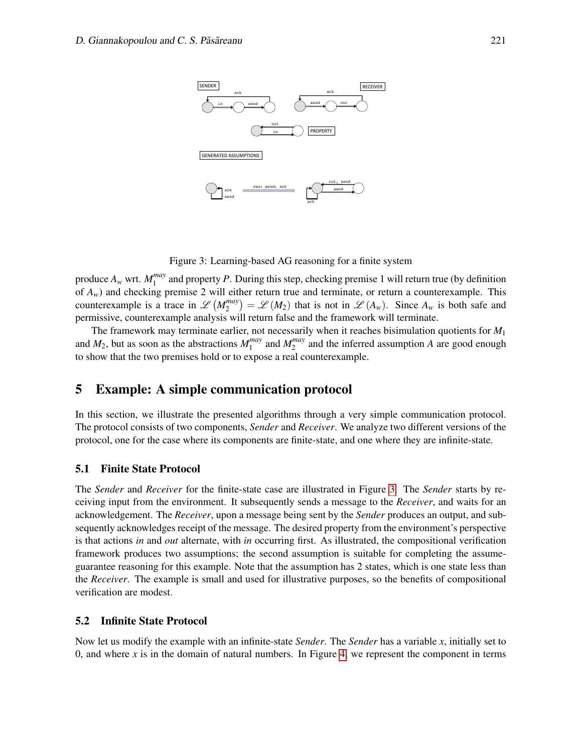Figure 3: Learning-based AG reasoning for a finite system

produce $A_w$ wrt. $M_1^{may}$ and property $P$. During this step, checking premise 1 will return true (by definition of $A_w$) and checking premise 2 will either return true and terminate, or return a counterexample. This counterexample is a trace in $\mathscr{L}\left(M_2^{may}\right) = \mathscr{L}(M_2)$ that is not in $\mathscr{L}(A_w)$. Since $A_w$ is both safe and permissive, counterexample analysis will return false and the framework will terminate.

The framework may terminate earlier, not necessarily when it reaches bisimulation quotients for $M_1$ and $M_2$, but as soon as the abstractions $M_1^{may}$ and $M_2^{may}$ and the inferred assumption $A$ are good enough to show that the two premises hold or to expose a real counterexample.

## 5 Example: A simple communication protocol

In this section, we illustrate the presented algorithms through a very simple communication protocol. The protocol consists of two components, *Sender* and *Receiver*. We analyze two different versions of the protocol, one for the case where its components are finite-state, and one where they are infinite-state.

### 5.1 Finite State Protocol

The *Sender* and *Receiver* for the finite-state case are illustrated in Figure 3. The *Sender* starts by receiving input from the environment. It subsequently sends a message to the *Receiver*, and waits for an acknowledgement. The *Receiver*, upon a message being sent by the *Sender* produces an output, and subsequently acknowledges receipt of the message. The desired property from the environment's perspective is that actions *in* and *out* alternate, with *in* occurring first. As illustrated, the compositional verification framework produces two assumptions; the second assumption is suitable for completing the assume-guarantee reasoning for this example. Note that the assumption has 2 states, which is one state less than the *Receiver*. The example is small and used for illustrative purposes, so the benefits of compositional verification are modest.

### 5.2 Infinite State Protocol

Now let us modify the example with an infinite-state *Sender*. The *Sender* has a variable $x$, initially set to 0, and where $x$ is in the domain of natural numbers. In Figure 4, we represent the component in terms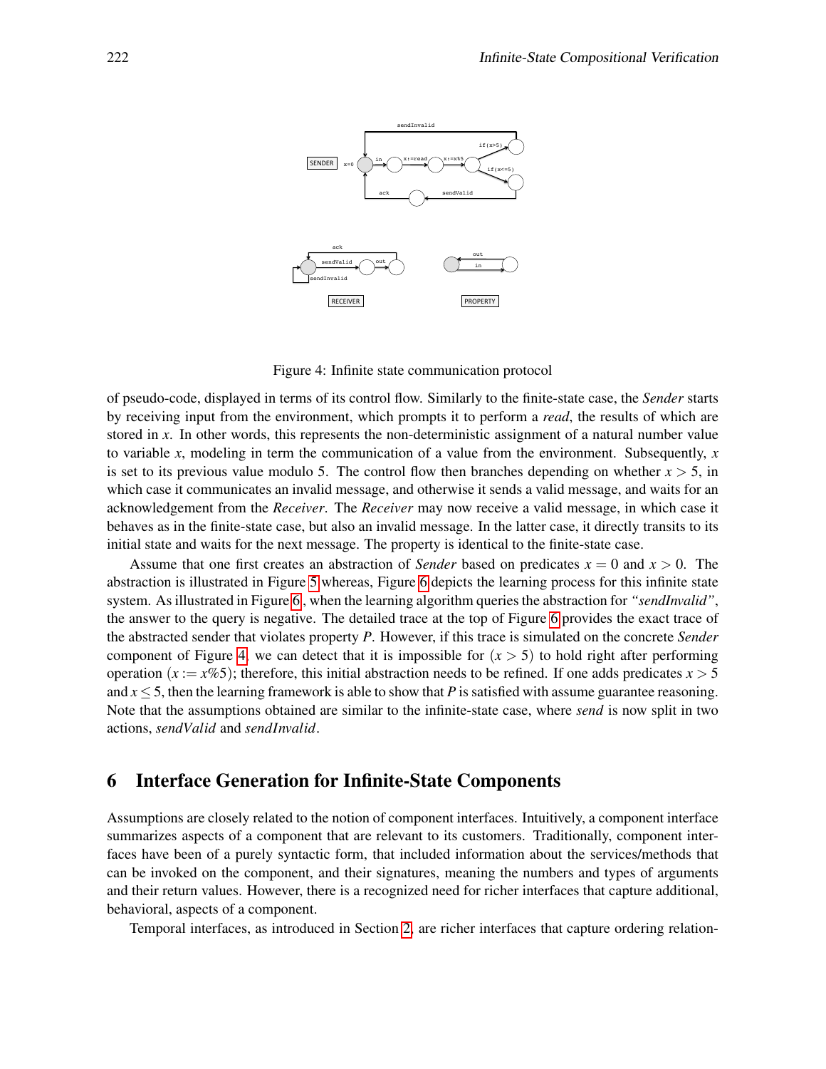Figure 4: Infinite state communication protocol

of pseudo-code, displayed in terms of its control flow. Similarly to the finite-state case, the *Sender* starts by receiving input from the environment, which prompts it to perform a *read*, the results of which are stored in $x$. In other words, this represents the non-deterministic assignment of a natural number value to variable $x$, modeling in term the communication of a value from the environment. Subsequently, $x$ is set to its previous value modulo 5. The control flow then branches depending on whether $x > 5$, in which case it communicates an invalid message, and otherwise it sends a valid message, and waits for an acknowledgement from the *Receiver*. The *Receiver* may now receive a valid message, in which case it behaves as in the finite-state case, but also an invalid message. In the latter case, it directly transits to its initial state and waits for the next message. The property is identical to the finite-state case.

Assume that one first creates an abstraction of *Sender* based on predicates $x = 0$ and $x > 0$. The abstraction is illustrated in Figure 5 whereas, Figure 6 depicts the learning process for this infinite state system. As illustrated in Figure 6, when the learning algorithm queries the abstraction for *"sendInvalid"*, the answer to the query is negative. The detailed trace at the top of Figure 6 provides the exact trace of the abstracted sender that violates property *P*. However, if this trace is simulated on the concrete *Sender* component of Figure 4, we can detect that it is impossible for $(x > 5)$ to hold right after performing operation $(x := x\%5)$; therefore, this initial abstraction needs to be refined. If one adds predicates $x > 5$ and $x \leq 5$, then the learning framework is able to show that *P* is satisfied with assume guarantee reasoning. Note that the assumptions obtained are similar to the infinite-state case, where *send* is now split in two actions, *sendValid* and *sendInvalid*.

## 6 Interface Generation for Infinite-State Components

Assumptions are closely related to the notion of component interfaces. Intuitively, a component interface summarizes aspects of a component that are relevant to its customers. Traditionally, component interfaces have been of a purely syntactic form, that included information about the services/methods that can be invoked on the component, and their signatures, meaning the numbers and types of arguments and their return values. However, there is a recognized need for richer interfaces that capture additional, behavioral, aspects of a component.

Temporal interfaces, as introduced in Section 2, are richer interfaces that capture ordering relation-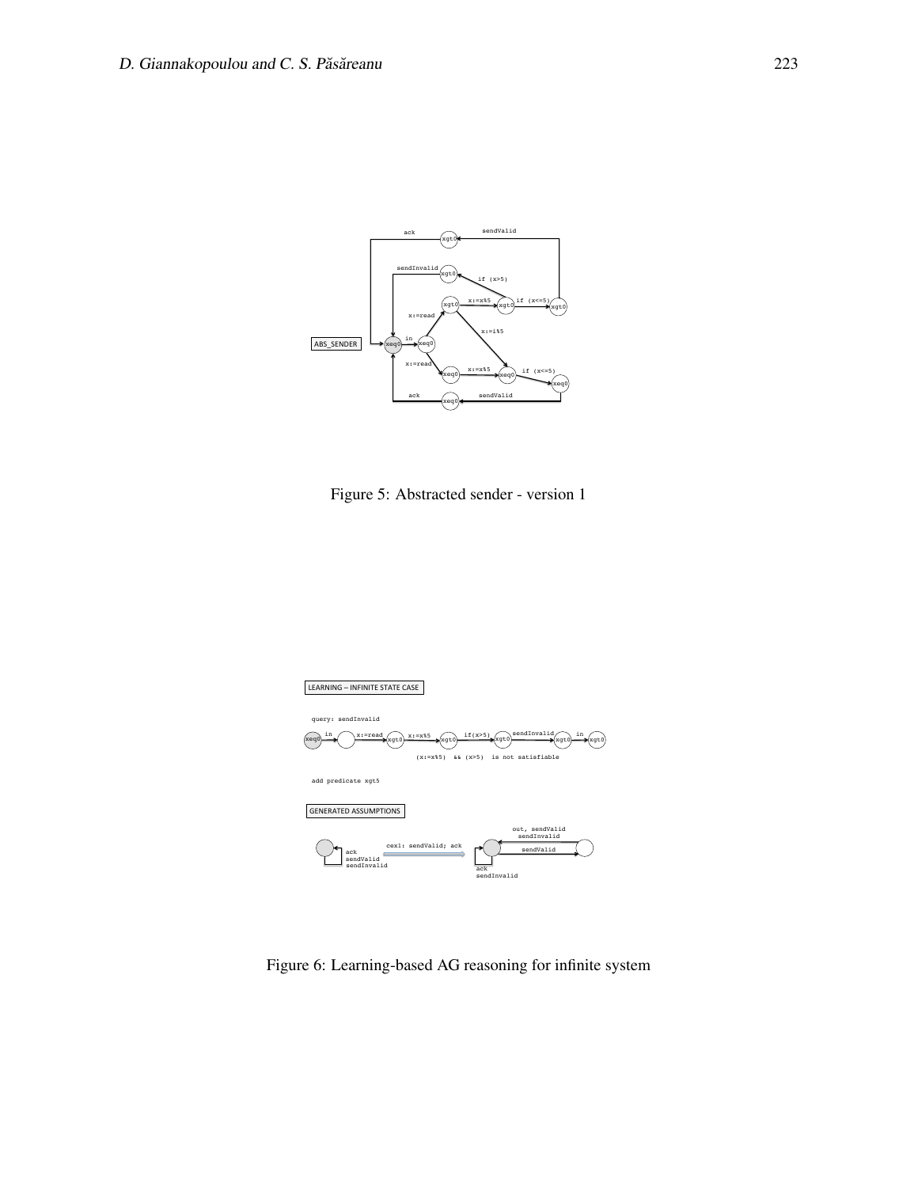Figure 5: Abstracted sender - version 1

Figure 6: Learning-based AG reasoning for infinite system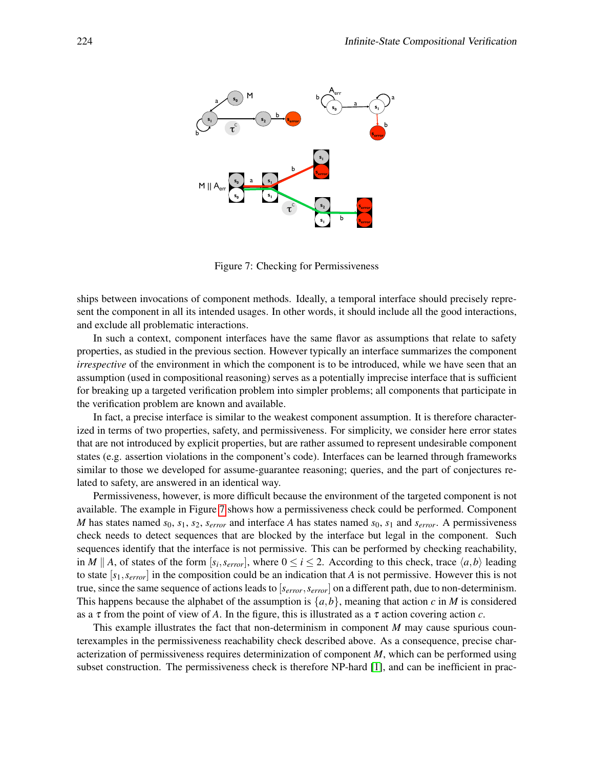Figure 7: Checking for Permissiveness

ships between invocations of component methods. Ideally, a temporal interface should precisely represent the component in all its intended usages. In other words, it should include all the good interactions, and exclude all problematic interactions.

In such a context, component interfaces have the same flavor as assumptions that relate to safety properties, as studied in the previous section. However typically an interface summarizes the component *irrespective* of the environment in which the component is to be introduced, while we have seen that an assumption (used in compositional reasoning) serves as a potentially imprecise interface that is sufficient for breaking up a targeted verification problem into simpler problems; all components that participate in the verification problem are known and available.

In fact, a precise interface is similar to the weakest component assumption. It is therefore characterized in terms of two properties, safety, and permissiveness. For simplicity, we consider here error states that are not introduced by explicit properties, but are rather assumed to represent undesirable component states (e.g. assertion violations in the component's code). Interfaces can be learned through frameworks similar to those we developed for assume-guarantee reasoning; queries, and the part of conjectures related to safety, are answered in an identical way.

Permissiveness, however, is more difficult because the environment of the targeted component is not available. The example in Figure 7 shows how a permissiveness check could be performed. Component $M$ has states named $s_0$, $s_1$, $s_2$, $s_{error}$ and interface $A$ has states named $s_0$, $s_1$ and $s_{error}$. A permissiveness check needs to detect sequences that are blocked by the interface but legal in the component. Such sequences identify that the interface is not permissive. This can be performed by checking reachability, in $M \parallel A$, of states of the form $[s_i, s_{error}]$, where $0 \leq i \leq 2$. According to this check, trace $\langle a, b \rangle$ leading to state $[s_1, s_{error}]$ in the composition could be an indication that $A$ is not permissive. However this is not true, since the same sequence of actions leads to $[s_{error}, s_{error}]$ on a different path, due to non-determinism. This happens because the alphabet of the assumption is $\{a, b\}$, meaning that action $c$ in $M$ is considered as a $\tau$ from the point of view of $A$. In the figure, this is illustrated as a $\tau$ action covering action $c$.

This example illustrates the fact that non-determinism in component $M$ may cause spurious counterexamples in the permissiveness reachability check described above. As a consequence, precise characterization of permissiveness requires determinization of component $M$, which can be performed using subset construction. The permissiveness check is therefore NP-hard [1], and can be inefficient in prac-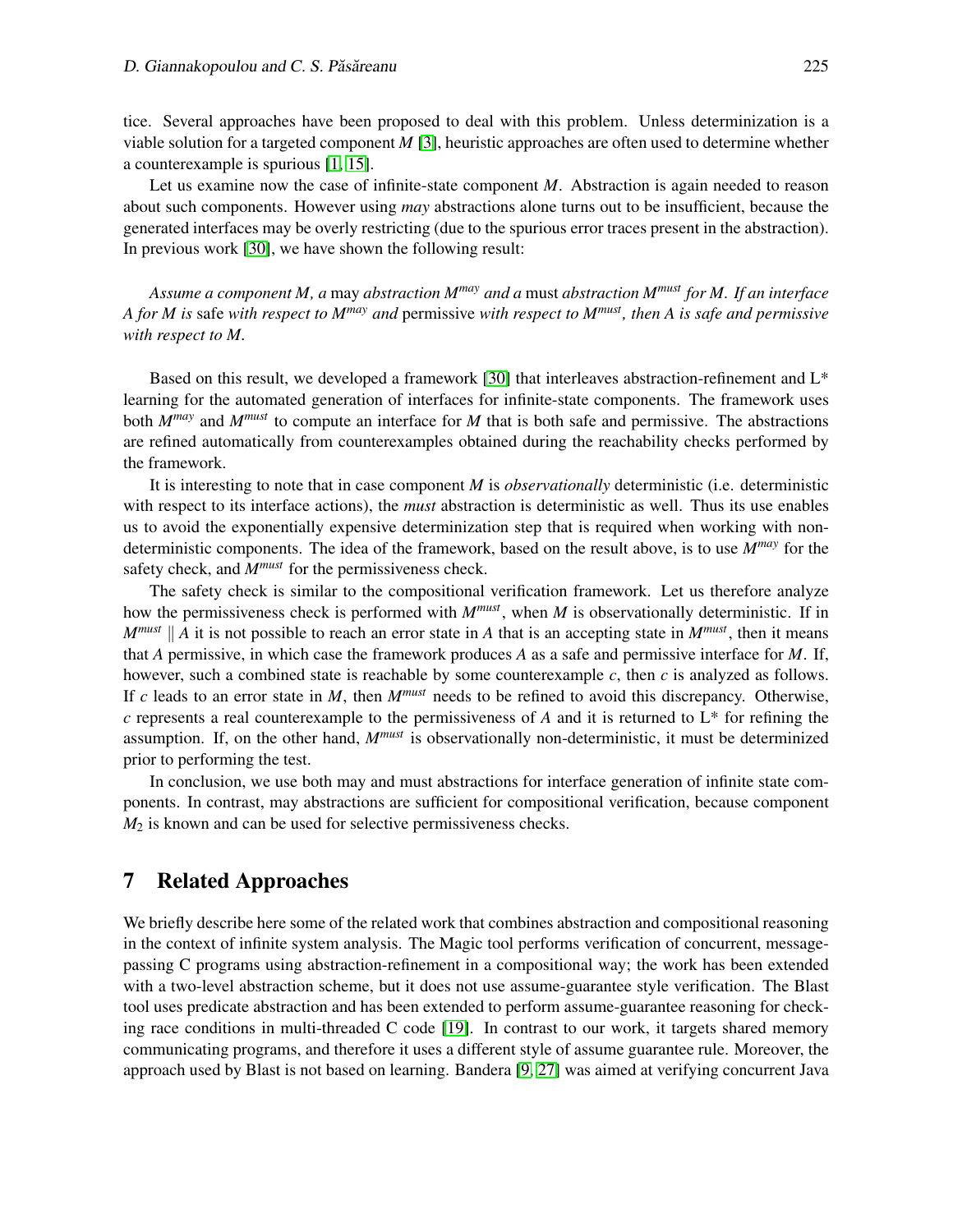tice. Several approaches have been proposed to deal with this problem. Unless determinization is a viable solution for a targeted component $M$ [3], heuristic approaches are often used to determine whether a counterexample is spurious [1, 15].

Let us examine now the case of infinite-state component $M$. Abstraction is again needed to reason about such components. However using *may* abstractions alone turns out to be insufficient, because the generated interfaces may be overly restricting (due to the spurious error traces present in the abstraction). In previous work [30], we have shown the following result:

*Assume a component $M$, a* may *abstraction $M^{may}$ and a* must *abstraction $M^{must}$ for $M$. If an interface $A$ for $M$ is* safe *with respect to $M^{may}$ and* permissive *with respect to $M^{must}$, then $A$ is safe and permissive with respect to $M$.*

Based on this result, we developed a framework [30] that interleaves abstraction-refinement and L* learning for the automated generation of interfaces for infinite-state components. The framework uses both $M^{may}$ and $M^{must}$ to compute an interface for $M$ that is both safe and permissive. The abstractions are refined automatically from counterexamples obtained during the reachability checks performed by the framework.

It is interesting to note that in case component $M$ is *observationally* deterministic (i.e. deterministic with respect to its interface actions), the *must* abstraction is deterministic as well. Thus its use enables us to avoid the exponentially expensive determinization step that is required when working with non-deterministic components. The idea of the framework, based on the result above, is to use $M^{may}$ for the safety check, and $M^{must}$ for the permissiveness check.

The safety check is similar to the compositional verification framework. Let us therefore analyze how the permissiveness check is performed with $M^{must}$, when $M$ is observationally deterministic. If in $M^{must} \parallel A$ it is not possible to reach an error state in $A$ that is an accepting state in $M^{must}$, then it means that $A$ permissive, in which case the framework produces $A$ as a safe and permissive interface for $M$. If, however, such a combined state is reachable by some counterexample $c$, then $c$ is analyzed as follows. If $c$ leads to an error state in $M$, then $M^{must}$ needs to be refined to avoid this discrepancy. Otherwise, $c$ represents a real counterexample to the permissiveness of $A$ and it is returned to L* for refining the assumption. If, on the other hand, $M^{must}$ is observationally non-deterministic, it must be determinized prior to performing the test.

In conclusion, we use both may and must abstractions for interface generation of infinite state components. In contrast, may abstractions are sufficient for compositional verification, because component $M_2$ is known and can be used for selective permissiveness checks.

## 7 Related Approaches

We briefly describe here some of the related work that combines abstraction and compositional reasoning in the context of infinite system analysis. The Magic tool performs verification of concurrent, message-passing C programs using abstraction-refinement in a compositional way; the work has been extended with a two-level abstraction scheme, but it does not use assume-guarantee style verification. The Blast tool uses predicate abstraction and has been extended to perform assume-guarantee reasoning for checking race conditions in multi-threaded C code [19]. In contrast to our work, it targets shared memory communicating programs, and therefore it uses a different style of assume guarantee rule. Moreover, the approach used by Blast is not based on learning. Bandera [9, 27] was aimed at verifying concurrent Java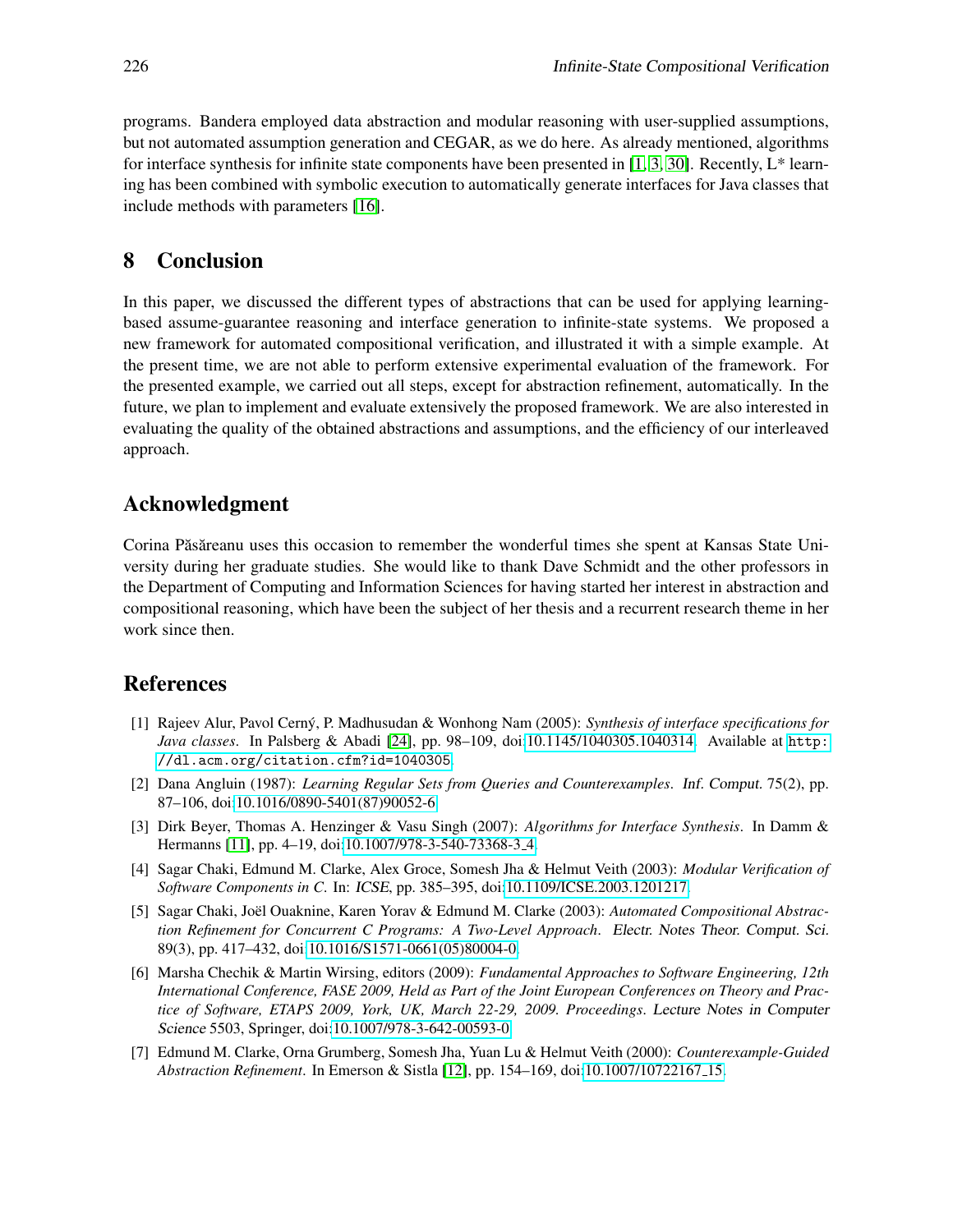programs. Bandera employed data abstraction and modular reasoning with user-supplied assumptions, but not automated assumption generation and CEGAR, as we do here. As already mentioned, algorithms for interface synthesis for infinite state components have been presented in [1, 3, 30]. Recently, L* learning has been combined with symbolic execution to automatically generate interfaces for Java classes that include methods with parameters [16].

## 8 Conclusion

In this paper, we discussed the different types of abstractions that can be used for applying learning-based assume-guarantee reasoning and interface generation to infinite-state systems. We proposed a new framework for automated compositional verification, and illustrated it with a simple example. At the present time, we are not able to perform extensive experimental evaluation of the framework. For the presented example, we carried out all steps, except for abstraction refinement, automatically. In the future, we plan to implement and evaluate extensively the proposed framework. We are also interested in evaluating the quality of the obtained abstractions and assumptions, and the efficiency of our interleaved approach.

## Acknowledgment

Corina Păsăreanu uses this occasion to remember the wonderful times she spent at Kansas State University during her graduate studies. She would like to thank Dave Schmidt and the other professors in the Department of Computing and Information Sciences for having started her interest in abstraction and compositional reasoning, which have been the subject of her thesis and a recurrent research theme in her work since then.

## References

[1] Rajeev Alur, Pavol Cerný, P. Madhusudan & Wonhong Nam (2005): *Synthesis of interface specifications for Java classes*. In Palsberg & Abadi [24], pp. 98–109, doi:10.1145/1040305.1040314. Available at `http://dl.acm.org/citation.cfm?id=1040305`.

[2] Dana Angluin (1987): *Learning Regular Sets from Queries and Counterexamples*. Inf. Comput. 75(2), pp. 87–106, doi:10.1016/0890-5401(87)90052-6.

[3] Dirk Beyer, Thomas A. Henzinger & Vasu Singh (2007): *Algorithms for Interface Synthesis*. In Damm & Hermanns [11], pp. 4–19, doi:10.1007/978-3-540-73368-3_4.

[4] Sagar Chaki, Edmund M. Clarke, Alex Groce, Somesh Jha & Helmut Veith (2003): *Modular Verification of Software Components in C*. In: ICSE, pp. 385–395, doi:10.1109/ICSE.2003.1201217.

[5] Sagar Chaki, Joël Ouaknine, Karen Yorav & Edmund M. Clarke (2003): *Automated Compositional Abstraction Refinement for Concurrent C Programs: A Two-Level Approach*. Electr. Notes Theor. Comput. Sci. 89(3), pp. 417–432, doi:10.1016/S1571-0661(05)80004-0.

[6] Marsha Chechik & Martin Wirsing, editors (2009): *Fundamental Approaches to Software Engineering, 12th International Conference, FASE 2009, Held as Part of the Joint European Conferences on Theory and Practice of Software, ETAPS 2009, York, UK, March 22-29, 2009. Proceedings*. Lecture Notes in Computer Science 5503, Springer, doi:10.1007/978-3-642-00593-0.

[7] Edmund M. Clarke, Orna Grumberg, Somesh Jha, Yuan Lu & Helmut Veith (2000): *Counterexample-Guided Abstraction Refinement*. In Emerson & Sistla [12], pp. 154–169, doi:10.1007/10722167_15.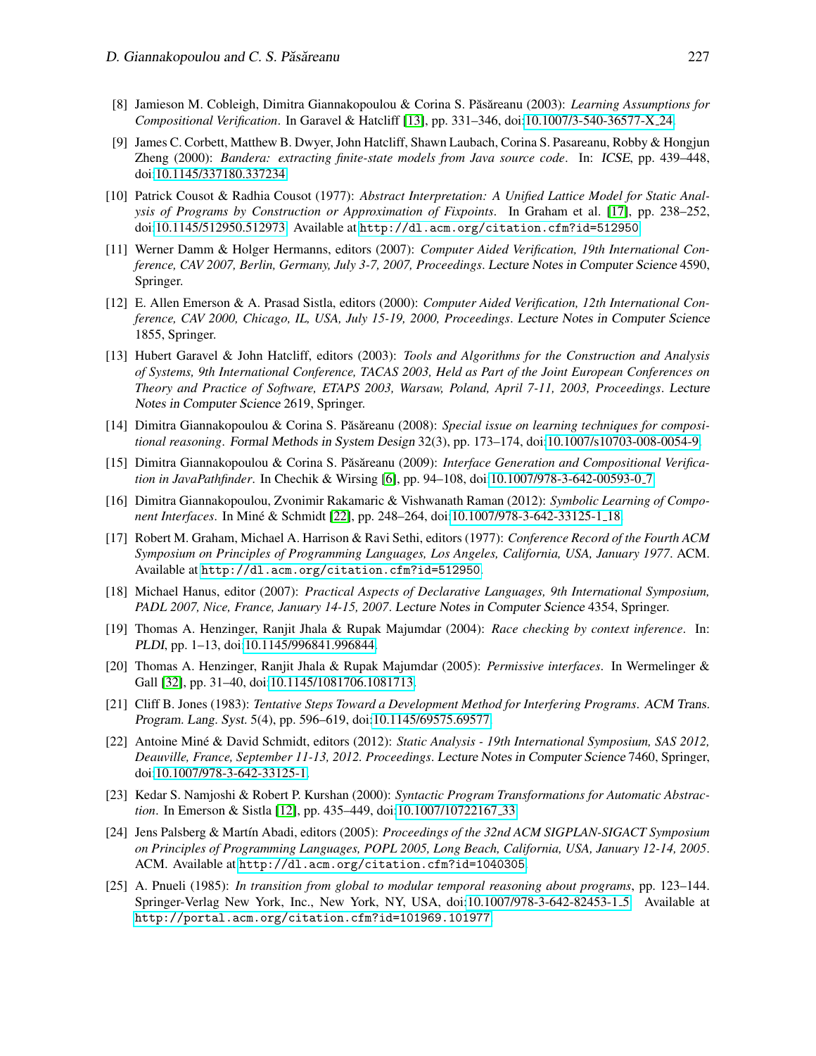[8] Jamieson M. Cobleigh, Dimitra Giannakopoulou & Corina S. Păsăreanu (2003): *Learning Assumptions for Compositional Verification*. In Garavel & Hatcliff [13], pp. 331–346, doi:10.1007/3-540-36577-X_24.

[9] James C. Corbett, Matthew B. Dwyer, John Hatcliff, Shawn Laubach, Corina S. Pasareanu, Robby & Hongjun Zheng (2000): *Bandera: extracting finite-state models from Java source code*. In: ICSE, pp. 439–448, doi:10.1145/337180.337234.

[10] Patrick Cousot & Radhia Cousot (1977): *Abstract Interpretation: A Unified Lattice Model for Static Analysis of Programs by Construction or Approximation of Fixpoints*. In Graham et al. [17], pp. 238–252, doi:10.1145/512950.512973. Available at `http://dl.acm.org/citation.cfm?id=512950`.

[11] Werner Damm & Holger Hermanns, editors (2007): *Computer Aided Verification, 19th International Conference, CAV 2007, Berlin, Germany, July 3-7, 2007, Proceedings*. Lecture Notes in Computer Science 4590, Springer.

[12] E. Allen Emerson & A. Prasad Sistla, editors (2000): *Computer Aided Verification, 12th International Conference, CAV 2000, Chicago, IL, USA, July 15-19, 2000, Proceedings*. Lecture Notes in Computer Science 1855, Springer.

[13] Hubert Garavel & John Hatcliff, editors (2003): *Tools and Algorithms for the Construction and Analysis of Systems, 9th International Conference, TACAS 2003, Held as Part of the Joint European Conferences on Theory and Practice of Software, ETAPS 2003, Warsaw, Poland, April 7-11, 2003, Proceedings*. Lecture Notes in Computer Science 2619, Springer.

[14] Dimitra Giannakopoulou & Corina S. Păsăreanu (2008): *Special issue on learning techniques for compositional reasoning*. Formal Methods in System Design 32(3), pp. 173–174, doi:10.1007/s10703-008-0054-9.

[15] Dimitra Giannakopoulou & Corina S. Păsăreanu (2009): *Interface Generation and Compositional Verification in JavaPathfinder*. In Chechik & Wirsing [6], pp. 94–108, doi:10.1007/978-3-642-00593-0_7.

[16] Dimitra Giannakopoulou, Zvonimir Rakamaric & Vishwanath Raman (2012): *Symbolic Learning of Component Interfaces*. In Miné & Schmidt [22], pp. 248–264, doi:10.1007/978-3-642-33125-1_18.

[17] Robert M. Graham, Michael A. Harrison & Ravi Sethi, editors (1977): *Conference Record of the Fourth ACM Symposium on Principles of Programming Languages, Los Angeles, California, USA, January 1977*. ACM. Available at `http://dl.acm.org/citation.cfm?id=512950`.

[18] Michael Hanus, editor (2007): *Practical Aspects of Declarative Languages, 9th International Symposium, PADL 2007, Nice, France, January 14-15, 2007*. Lecture Notes in Computer Science 4354, Springer.

[19] Thomas A. Henzinger, Ranjit Jhala & Rupak Majumdar (2004): *Race checking by context inference*. In: PLDI, pp. 1–13, doi:10.1145/996841.996844.

[20] Thomas A. Henzinger, Ranjit Jhala & Rupak Majumdar (2005): *Permissive interfaces*. In Wermelinger & Gall [32], pp. 31–40, doi:10.1145/1081706.1081713.

[21] Cliff B. Jones (1983): *Tentative Steps Toward a Development Method for Interfering Programs*. ACM Trans. Program. Lang. Syst. 5(4), pp. 596–619, doi:10.1145/69575.69577.

[22] Antoine Miné & David Schmidt, editors (2012): *Static Analysis - 19th International Symposium, SAS 2012, Deauville, France, September 11-13, 2012. Proceedings*. Lecture Notes in Computer Science 7460, Springer, doi:10.1007/978-3-642-33125-1.

[23] Kedar S. Namjoshi & Robert P. Kurshan (2000): *Syntactic Program Transformations for Automatic Abstraction*. In Emerson & Sistla [12], pp. 435–449, doi:10.1007/10722167_33.

[24] Jens Palsberg & Martín Abadi, editors (2005): *Proceedings of the 32nd ACM SIGPLAN-SIGACT Symposium on Principles of Programming Languages, POPL 2005, Long Beach, California, USA, January 12-14, 2005*. ACM. Available at `http://dl.acm.org/citation.cfm?id=1040305`.

[25] A. Pnueli (1985): *In transition from global to modular temporal reasoning about programs*, pp. 123–144. Springer-Verlag New York, Inc., New York, NY, USA, doi:10.1007/978-3-642-82453-1_5. Available at `http://portal.acm.org/citation.cfm?id=101969.101977`.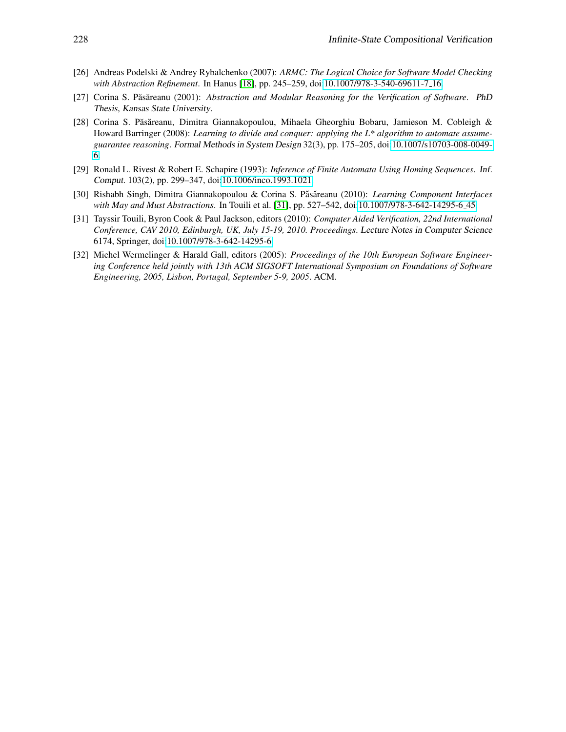[26] Andreas Podelski & Andrey Rybalchenko (2007): *ARMC: The Logical Choice for Software Model Checking with Abstraction Refinement*. In Hanus [18], pp. 245–259, doi:10.1007/978-3-540-69611-7_16.

[27] Corina S. Păsăreanu (2001): *Abstraction and Modular Reasoning for the Verification of Software*. PhD Thesis, Kansas State University.

[28] Corina S. Păsăreanu, Dimitra Giannakopoulou, Mihaela Gheorghiu Bobaru, Jamieson M. Cobleigh & Howard Barringer (2008): *Learning to divide and conquer: applying the L* algorithm to automate assume-guarantee reasoning*. Formal Methods in System Design 32(3), pp. 175–205, doi:10.1007/s10703-008-0049-6.

[29] Ronald L. Rivest & Robert E. Schapire (1993): *Inference of Finite Automata Using Homing Sequences*. Inf. Comput. 103(2), pp. 299–347, doi:10.1006/inco.1993.1021.

[30] Rishabh Singh, Dimitra Giannakopoulou & Corina S. Păsăreanu (2010): *Learning Component Interfaces with May and Must Abstractions*. In Touili et al. [31], pp. 527–542, doi:10.1007/978-3-642-14295-6_45.

[31] Tayssir Touili, Byron Cook & Paul Jackson, editors (2010): *Computer Aided Verification, 22nd International Conference, CAV 2010, Edinburgh, UK, July 15-19, 2010. Proceedings*. Lecture Notes in Computer Science 6174, Springer, doi:10.1007/978-3-642-14295-6.

[32] Michel Wermelinger & Harald Gall, editors (2005): *Proceedings of the 10th European Software Engineering Conference held jointly with 13th ACM SIGSOFT International Symposium on Foundations of Software Engineering, 2005, Lisbon, Portugal, September 5-9, 2005*. ACM.